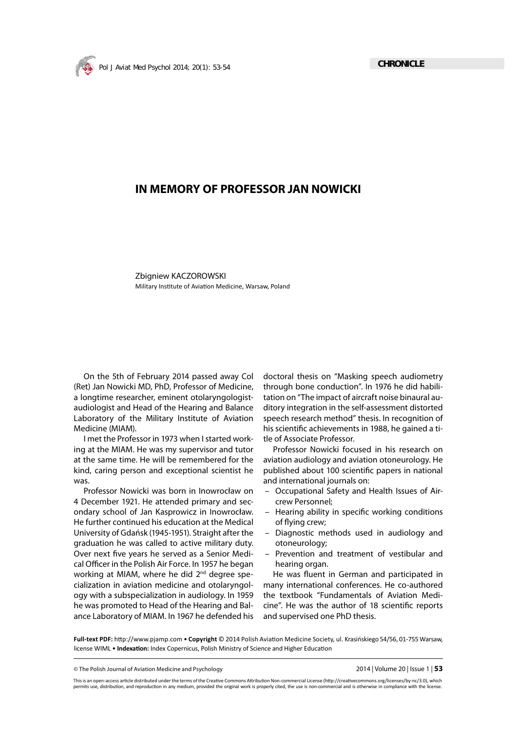CHRONICLE

# IN MEMORY OF PROFESSOR JAN NOWICKI

Zbigniew KACZOROWSKI

Military Institute of Aviation Medicine, Warsaw, Poland

On the 5th of February 2014 passed away Col (Ret) Jan Nowicki MD, PhD, Professor of Medicine, a longtime researcher, eminent otolaryngologist-audiologist and Head of the Hearing and Balance Laboratory of the Military Institute of Aviation Medicine (MIAM).

I met the Professor in 1973 when I started working at the MIAM. He was my supervisor and tutor at the same time. He will be remembered for the kind, caring person and exceptional scientist he was.

Professor Nowicki was born in Inowrocław on 4 December 1921. He attended primary and secondary school of Jan Kasprowicz in Inowrocław. He further continued his education at the Medical University of Gdańsk (1945-1951). Straight after the graduation he was called to active military duty. Over next five years he served as a Senior Medical Officer in the Polish Air Force. In 1957 he began working at MIAM, where he did 2nd degree specialization in aviation medicine and otolaryngology with a subspecialization in audiology. In 1959 he was promoted to Head of the Hearing and Balance Laboratory of MIAM. In 1967 he defended his doctoral thesis on "Masking speech audiometry through bone conduction". In 1976 he did habilitation on "The impact of aircraft noise binaural auditory integration in the self-assessment distorted speech research method" thesis. In recognition of his scientific achievements in 1988, he gained a title of Associate Professor.

Professor Nowicki focused in his research on aviation audiology and aviation otoneurology. He published about 100 scientific papers in national and international journals on:

- Occupational Safety and Health Issues of Aircrew Personnel;
- Hearing ability in specific working conditions of flying crew;
- Diagnostic methods used in audiology and otoneurology;
- Prevention and treatment of vestibular and hearing organ.

He was fluent in German and participated in many international conferences. He co-authored the textbook "Fundamentals of Aviation Medicine". He was the author of 18 scientific reports and supervised one PhD thesis.

**Full-text PDF:** http://www.pjamp.com • **Copyright** © 2014 Polish Aviation Medicine Society, ul. Krasińskiego 54/56, 01-755 Warsaw, license WIML • **Indexation:** Index Copernicus, Polish Ministry of Science and Higher Education

This is an open-access article distributed under the terms of the Creative Commons Attribution Non-commercial License (http://creativecommons.org/licenses/by-nc/3.0), which permits use, distribution, and reproduction in any medium, provided the original work is properly cited, the use is non-commercial and is otherwise in compliance with the license.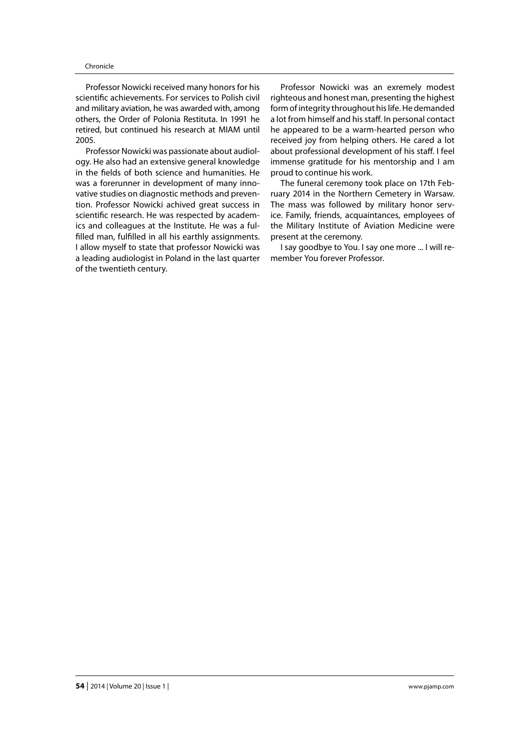Professor Nowicki received many honors for his scientific achievements. For services to Polish civil and military aviation, he was awarded with, among others, the Order of Polonia Restituta. In 1991 he retired, but continued his research at MIAM until 2005.

Professor Nowicki was passionate about audiology. He also had an extensive general knowledge in the fields of both science and humanities. He was a forerunner in development of many innovative studies on diagnostic methods and prevention. Professor Nowicki achived great success in scientific research. He was respected by academics and colleagues at the Institute. He was a fulfilled man, fulfilled in all his earthly assignments. I allow myself to state that professor Nowicki was a leading audiologist in Poland in the last quarter of the twentieth century.

Professor Nowicki was an exremely modest righteous and honest man, presenting the highest form of integrity throughout his life. He demanded a lot from himself and his staff. In personal contact he appeared to be a warm-hearted person who received joy from helping others. He cared a lot about professional development of his staff. I feel immense gratitude for his mentorship and I am proud to continue his work.

The funeral ceremony took place on 17th February 2014 in the Northern Cemetery in Warsaw. The mass was followed by military honor service. Family, friends, acquaintances, employees of the Military Institute of Aviation Medicine were present at the ceremony.

I say goodbye to You. I say one more ... I will remember You forever Professor.